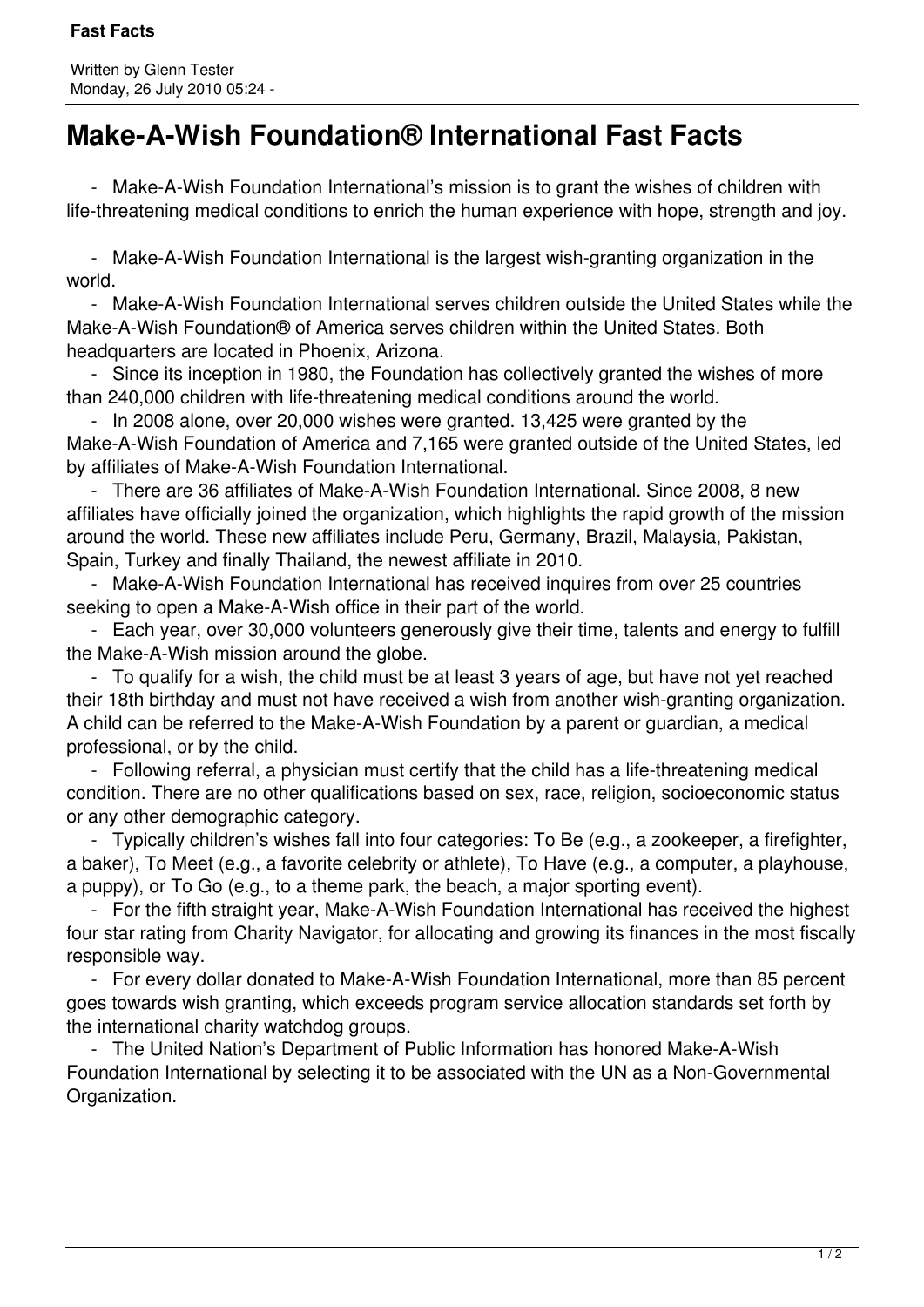# Make-A-Wish Foundation® International Fast Facts

- Make-A-Wish Foundation International's mission is to grant the wishes of children with life-threatening medical conditions to enrich the human experience with hope, strength and joy.

- Make-A-Wish Foundation International is the largest wish-granting organization in the world.
- Make-A-Wish Foundation International serves children outside the United States while the Make-A-Wish Foundation® of America serves children within the United States. Both headquarters are located in Phoenix, Arizona.
- Since its inception in 1980, the Foundation has collectively granted the wishes of more than 240,000 children with life-threatening medical conditions around the world.
- In 2008 alone, over 20,000 wishes were granted. 13,425 were granted by the Make-A-Wish Foundation of America and 7,165 were granted outside of the United States, led by affiliates of Make-A-Wish Foundation International.
- There are 36 affiliates of Make-A-Wish Foundation International. Since 2008, 8 new affiliates have officially joined the organization, which highlights the rapid growth of the mission around the world. These new affiliates include Peru, Germany, Brazil, Malaysia, Pakistan, Spain, Turkey and finally Thailand, the newest affiliate in 2010.
- Make-A-Wish Foundation International has received inquires from over 25 countries seeking to open a Make-A-Wish office in their part of the world.
- Each year, over 30,000 volunteers generously give their time, talents and energy to fulfill the Make-A-Wish mission around the globe.
- To qualify for a wish, the child must be at least 3 years of age, but have not yet reached their 18th birthday and must not have received a wish from another wish-granting organization. A child can be referred to the Make-A-Wish Foundation by a parent or guardian, a medical professional, or by the child.
- Following referral, a physician must certify that the child has a life-threatening medical condition. There are no other qualifications based on sex, race, religion, socioeconomic status or any other demographic category.
- Typically children's wishes fall into four categories: To Be (e.g., a zookeeper, a firefighter, a baker), To Meet (e.g., a favorite celebrity or athlete), To Have (e.g., a computer, a playhouse, a puppy), or To Go (e.g., to a theme park, the beach, a major sporting event).
- For the fifth straight year, Make-A-Wish Foundation International has received the highest four star rating from Charity Navigator, for allocating and growing its finances in the most fiscally responsible way.
- For every dollar donated to Make-A-Wish Foundation International, more than 85 percent goes towards wish granting, which exceeds program service allocation standards set forth by the international charity watchdog groups.
- The United Nation's Department of Public Information has honored Make-A-Wish Foundation International by selecting it to be associated with the UN as a Non-Governmental Organization.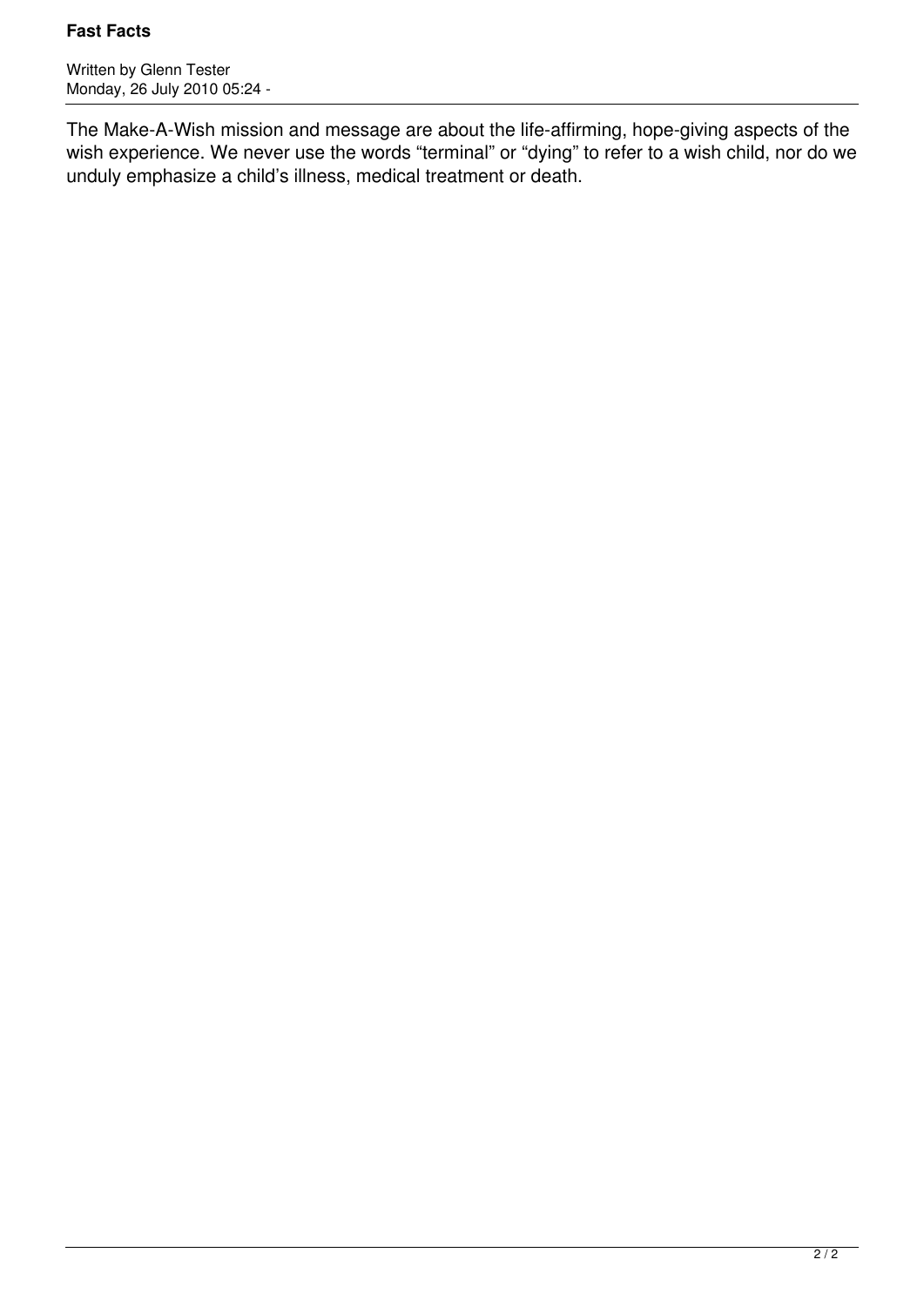The Make-A-Wish mission and message are about the life-affirming, hope-giving aspects of the wish experience. We never use the words “terminal” or “dying” to refer to a wish child, nor do we unduly emphasize a child’s illness, medical treatment or death.